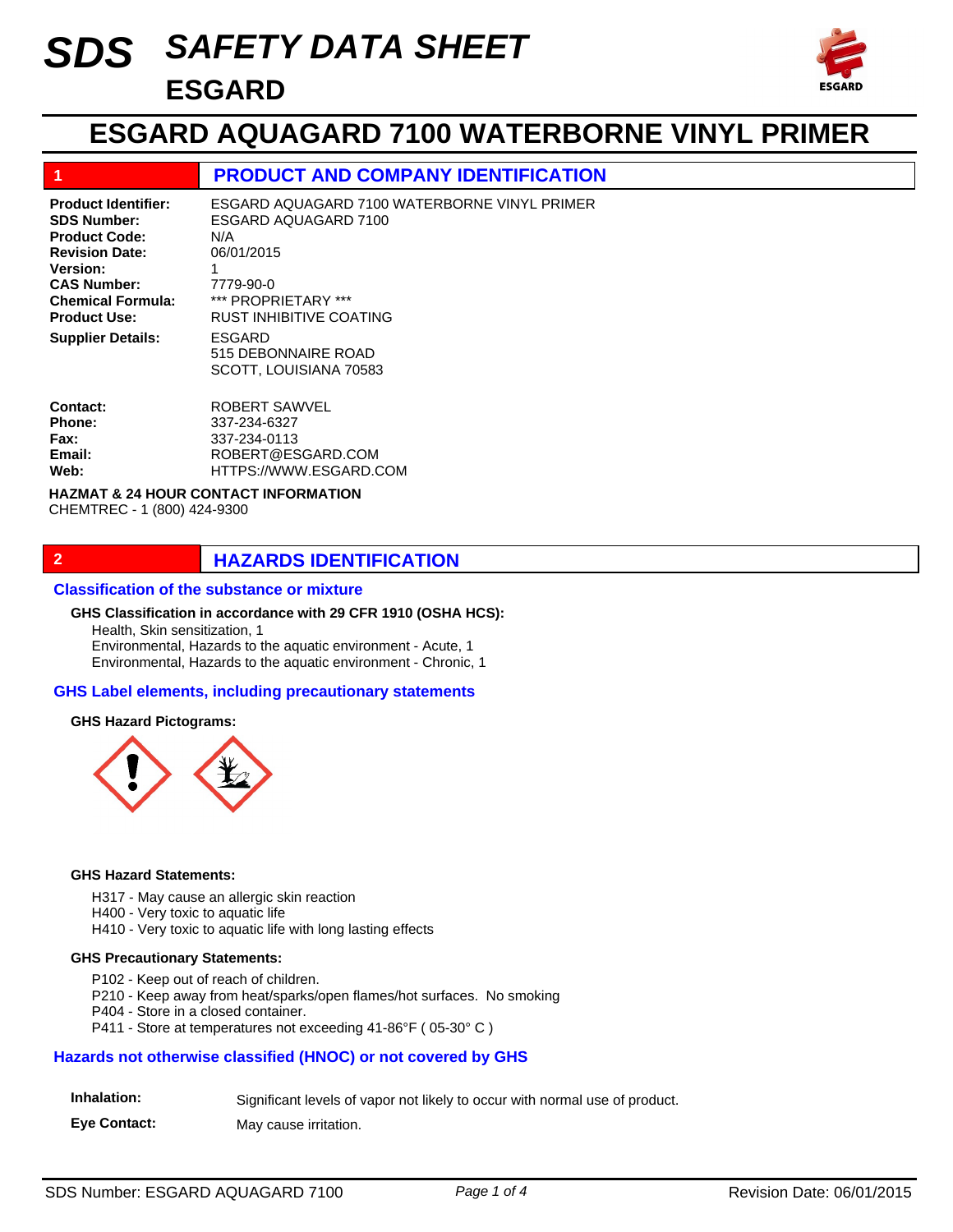# SDS SAFETY DATA SHEET
## ESGARD

# ESGARD AQUAGARD 7100 WATERBORNE VINYL PRIMER

## 1 PRODUCT AND COMPANY IDENTIFICATION

**Product Identifier:** ESGARD AQUAGARD 7100 WATERBORNE VINYL PRIMER
**SDS Number:** ESGARD AQUAGARD 7100
**Product Code:** N/A
**Revision Date:** 06/01/2015
**Version:** 1
**CAS Number:** 7779-90-0
**Chemical Formula:** *** PROPRIETARY ***
**Product Use:** RUST INHIBITIVE COATING
**Supplier Details:** ESGARD
515 DEBONNAIRE ROAD
SCOTT, LOUISIANA 70583

**Contact:** ROBERT SAWVEL
**Phone:** 337-234-6327
**Fax:** 337-234-0113
**Email:** ROBERT@ESGARD.COM
**Web:** HTTPS://WWW.ESGARD.COM

**HAZMAT & 24 HOUR CONTACT INFORMATION**
CHEMTREC - 1 (800) 424-9300

## 2 HAZARDS IDENTIFICATION

### Classification of the substance or mixture

**GHS Classification in accordance with 29 CFR 1910 (OSHA HCS):**
Health, Skin sensitization, 1
Environmental, Hazards to the aquatic environment - Acute, 1
Environmental, Hazards to the aquatic environment - Chronic, 1

### GHS Label elements, including precautionary statements

**GHS Hazard Pictograms:**

**GHS Hazard Statements:**

H317 - May cause an allergic skin reaction
H400 - Very toxic to aquatic life
H410 - Very toxic to aquatic life with long lasting effects

**GHS Precautionary Statements:**

P102 - Keep out of reach of children.
P210 - Keep away from heat/sparks/open flames/hot surfaces. No smoking
P404 - Store in a closed container.
P411 - Store at temperatures not exceeding 41-86°F ( 05-30° C )

### Hazards not otherwise classified (HNOC) or not covered by GHS

**Inhalation:** Significant levels of vapor not likely to occur with normal use of product.

**Eye Contact:** May cause irritation.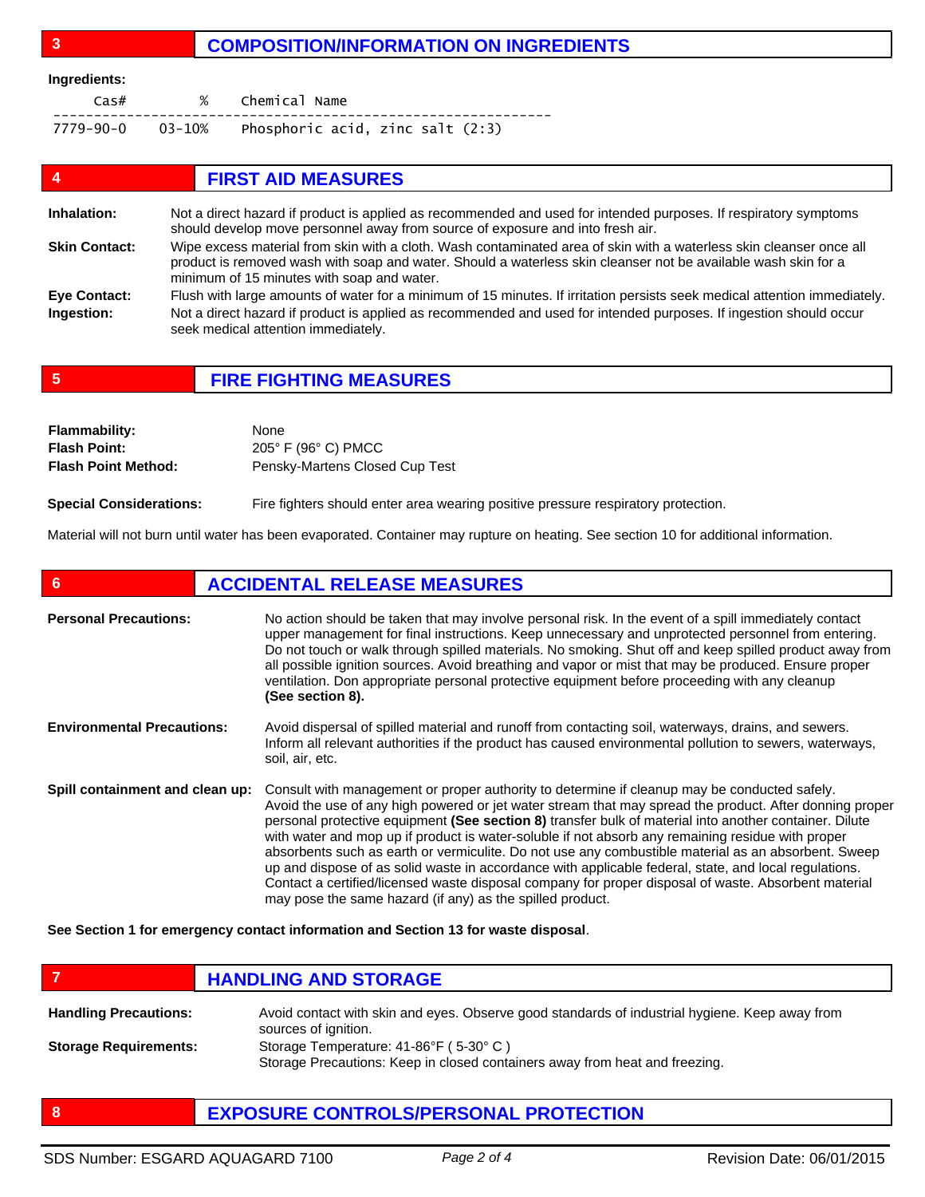## 3 COMPOSITION/INFORMATION ON INGREDIENTS

**Ingredients:**

| Cas# | % | Chemical Name |
|---|---|---|
| 7779-90-0 | 03-10% | Phosphoric acid, zinc salt (2:3) |

## 4 FIRST AID MEASURES

**Inhalation:** Not a direct hazard if product is applied as recommended and used for intended purposes. If respiratory symptoms should develop move personnel away from source of exposure and into fresh air.

**Skin Contact:** Wipe excess material from skin with a cloth. Wash contaminated area of skin with a waterless skin cleanser once all product is removed wash with soap and water. Should a waterless skin cleanser not be available wash skin for a minimum of 15 minutes with soap and water.

**Eye Contact:** Flush with large amounts of water for a minimum of 15 minutes. If irritation persists seek medical attention immediately.

**Ingestion:** Not a direct hazard if product is applied as recommended and used for intended purposes. If ingestion should occur seek medical attention immediately.

## 5 FIRE FIGHTING MEASURES

**Flammability:** None

**Flash Point:** 205° F (96° C) PMCC

**Flash Point Method:** Pensky-Martens Closed Cup Test

**Special Considerations:** Fire fighters should enter area wearing positive pressure respiratory protection.

Material will not burn until water has been evaporated. Container may rupture on heating. See section 10 for additional information.

## 6 ACCIDENTAL RELEASE MEASURES

**Personal Precautions:** No action should be taken that may involve personal risk. In the event of a spill immediately contact upper management for final instructions. Keep unnecessary and unprotected personnel from entering. Do not touch or walk through spilled materials. No smoking. Shut off and keep spilled product away from all possible ignition sources. Avoid breathing and vapor or mist that may be produced. Ensure proper ventilation. Don appropriate personal protective equipment before proceeding with any cleanup **(See section 8).**

**Environmental Precautions:** Avoid dispersal of spilled material and runoff from contacting soil, waterways, drains, and sewers. Inform all relevant authorities if the product has caused environmental pollution to sewers, waterways, soil, air, etc.

**Spill containment and clean up:** Consult with management or proper authority to determine if cleanup may be conducted safely. Avoid the use of any high powered or jet water stream that may spread the product. After donning proper personal protective equipment **(See section 8)** transfer bulk of material into another container. Dilute with water and mop up if product is water-soluble if not absorb any remaining residue with proper absorbents such as earth or vermiculite. Do not use any combustible material as an absorbent. Sweep up and dispose of as solid waste in accordance with applicable federal, state, and local regulations. Contact a certified/licensed waste disposal company for proper disposal of waste. Absorbent material may pose the same hazard (if any) as the spilled product.

**See Section 1 for emergency contact information and Section 13 for waste disposal**.

## 7 HANDLING AND STORAGE

**Handling Precautions:** Avoid contact with skin and eyes. Observe good standards of industrial hygiene. Keep away from sources of ignition.

**Storage Requirements:** Storage Temperature: 41-86°F ( 5-30° C )
Storage Precautions: Keep in closed containers away from heat and freezing.

## 8 EXPOSURE CONTROLS/PERSONAL PROTECTION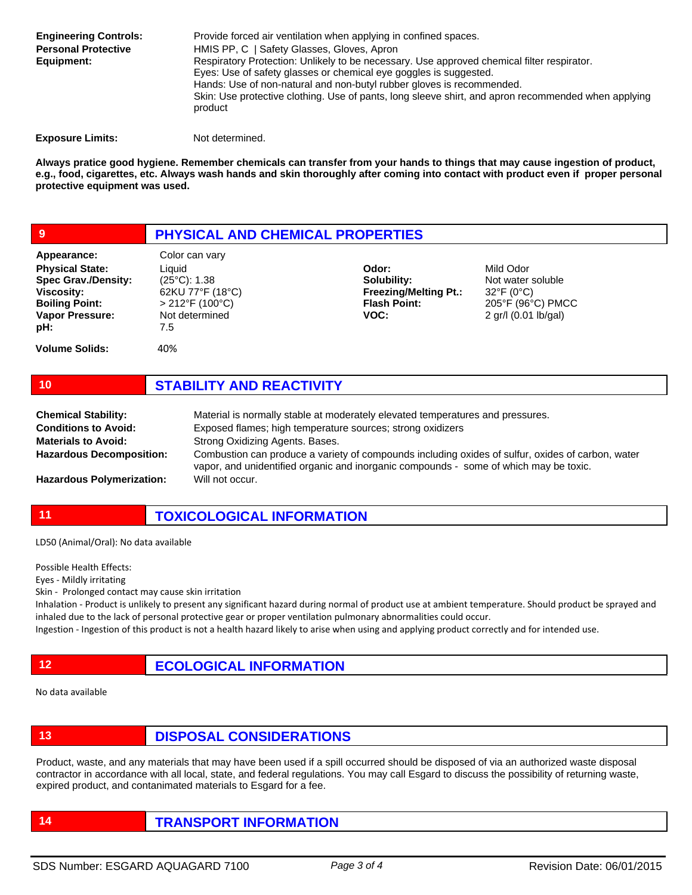**Engineering Controls:** Provide forced air ventilation when applying in confined spaces.

**Personal Protective Equipment:** HMIS PP, C | Safety Glasses, Gloves, Apron
Respiratory Protection: Unlikely to be necessary. Use approved chemical filter respirator.
Eyes: Use of safety glasses or chemical eye goggles is suggested.
Hands: Use of non-natural and non-butyl rubber gloves is recommended.
Skin: Use protective clothing. Use of pants, long sleeve shirt, and apron recommended when applying product

**Exposure Limits:** Not determined.

**Always pratice good hygiene. Remember chemicals can transfer from your hands to things that may cause ingestion of product, e.g., food, cigarettes, etc. Always wash hands and skin thoroughly after coming into contact with product even if proper personal protective equipment was used.**

## 9 PHYSICAL AND CHEMICAL PROPERTIES

| | | | |
|---|---|---|---|
| **Appearance:** | Color can vary | | |
| **Physical State:** | Liquid | **Odor:** | Mild Odor |
| **Spec Grav./Density:** | (25°C): 1.38 | **Solubility:** | Not water soluble |
| **Viscosity:** | 62KU 77°F (18°C) | **Freezing/Melting Pt.:** | 32°F (0°C) |
| **Boiling Point:** | > 212°F (100°C) | **Flash Point:** | 205°F (96°C) PMCC |
| **Vapor Pressure:** | Not determined | **VOC:** | 2 gr/l (0.01 lb/gal) |
| **pH:** | 7.5 | | |
| **Volume Solids:** | 40% | | |

## 10 STABILITY AND REACTIVITY

**Chemical Stability:** Material is normally stable at moderately elevated temperatures and pressures.

**Conditions to Avoid:** Exposed flames; high temperature sources; strong oxidizers

**Materials to Avoid:** Strong Oxidizing Agents. Bases.

**Hazardous Decomposition:** Combustion can produce a variety of compounds including oxides of sulfur, oxides of carbon, water vapor, and unidentified organic and inorganic compounds - some of which may be toxic.

**Hazardous Polymerization:** Will not occur.

## 11 TOXICOLOGICAL INFORMATION

LD50 (Animal/Oral): No data available

Possible Health Effects:
Eyes - Mildly irritating
Skin - Prolonged contact may cause skin irritation
Inhalation - Product is unlikely to present any significant hazard during normal of product use at ambient temperature. Should product be sprayed and inhaled due to the lack of personal protective gear or proper ventilation pulmonary abnormalities could occur.
Ingestion - Ingestion of this product is not a health hazard likely to arise when using and applying product correctly and for intended use.

## 12 ECOLOGICAL INFORMATION

No data available

## 13 DISPOSAL CONSIDERATIONS

Product, waste, and any materials that may have been used if a spill occurred should be disposed of via an authorized waste disposal contractor in accordance with all local, state, and federal regulations. You may call Esgard to discuss the possibility of returning waste, expired product, and contaminated materials to Esgard for a fee.

## 14 TRANSPORT INFORMATION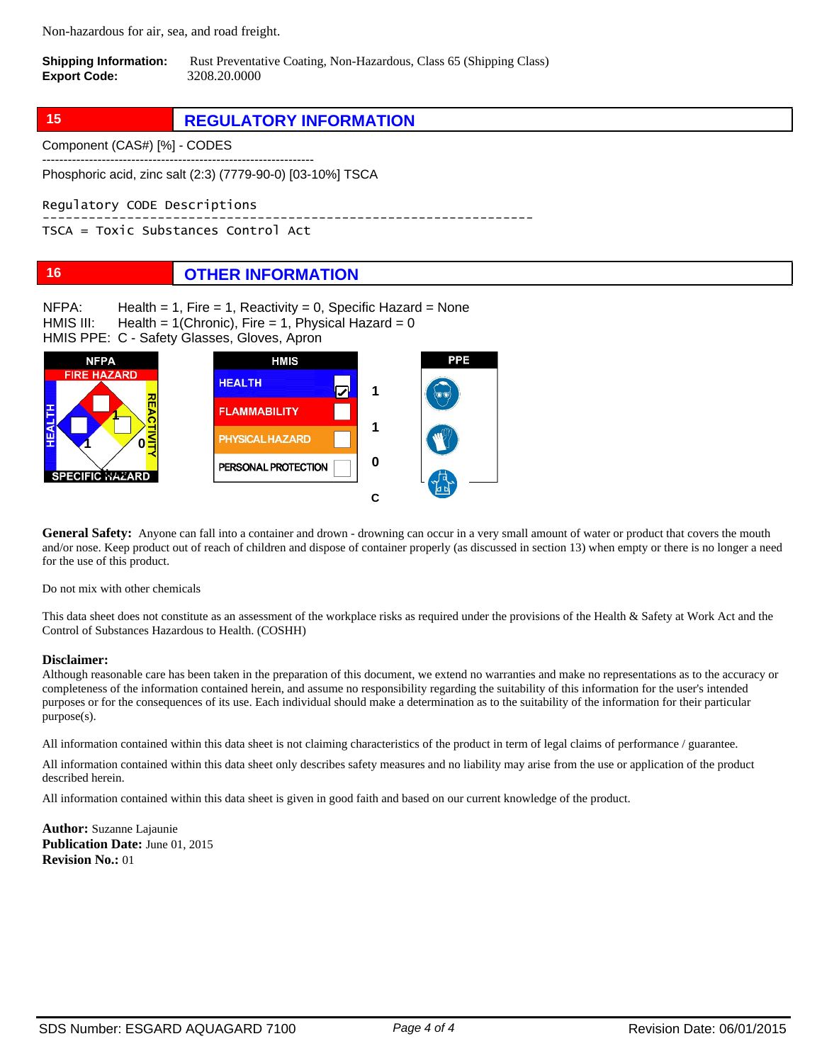Non-hazardous for air, sea, and road freight.

**Shipping Information:** Rust Preventative Coating, Non-Hazardous, Class 65 (Shipping Class)
**Export Code:** 3208.20.0000

## 15 REGULATORY INFORMATION

Component (CAS#) [%] - CODES

----------------------------------------------------------------

Phosphoric acid, zinc salt (2:3) (7779-90-0) [03-10%] TSCA

```
Regulatory CODE Descriptions
----------------------------------------------------------------
TSCA = Toxic Substances Control Act
```

## 16 OTHER INFORMATION

NFPA: Health = 1, Fire = 1, Reactivity = 0, Specific Hazard = None
HMIS III: Health = 1(Chronic), Fire = 1, Physical Hazard = 0
HMIS PPE: C - Safety Glasses, Gloves, Apron

NFPA
FIRE HAZARD
HEALTH
REACTIVITY
SPECIFIC HAZARD
1
1
0

HMIS
HEALTH 1
FLAMMABILITY 1
PHYSICAL HAZARD 0
PERSONAL PROTECTION C

PPE

**General Safety:** Anyone can fall into a container and drown - drowning can occur in a very small amount of water or product that covers the mouth and/or nose. Keep product out of reach of children and dispose of container properly (as discussed in section 13) when empty or there is no longer a need for the use of this product.

Do not mix with other chemicals

This data sheet does not constitute as an assessment of the workplace risks as required under the provisions of the Health & Safety at Work Act and the Control of Substances Hazardous to Health. (COSHH)

**Disclaimer:**
Although reasonable care has been taken in the preparation of this document, we extend no warranties and make no representations as to the accuracy or completeness of the information contained herein, and assume no responsibility regarding the suitability of this information for the user's intended purposes or for the consequences of its use. Each individual should make a determination as to the suitability of the information for their particular purpose(s).

All information contained within this data sheet is not claiming characteristics of the product in term of legal claims of performance / guarantee.

All information contained within this data sheet only describes safety measures and no liability may arise from the use or application of the product described herein.

All information contained within this data sheet is given in good faith and based on our current knowledge of the product.

**Author:** Suzanne Lajaunie
**Publication Date:** June 01, 2015
**Revision No.:** 01